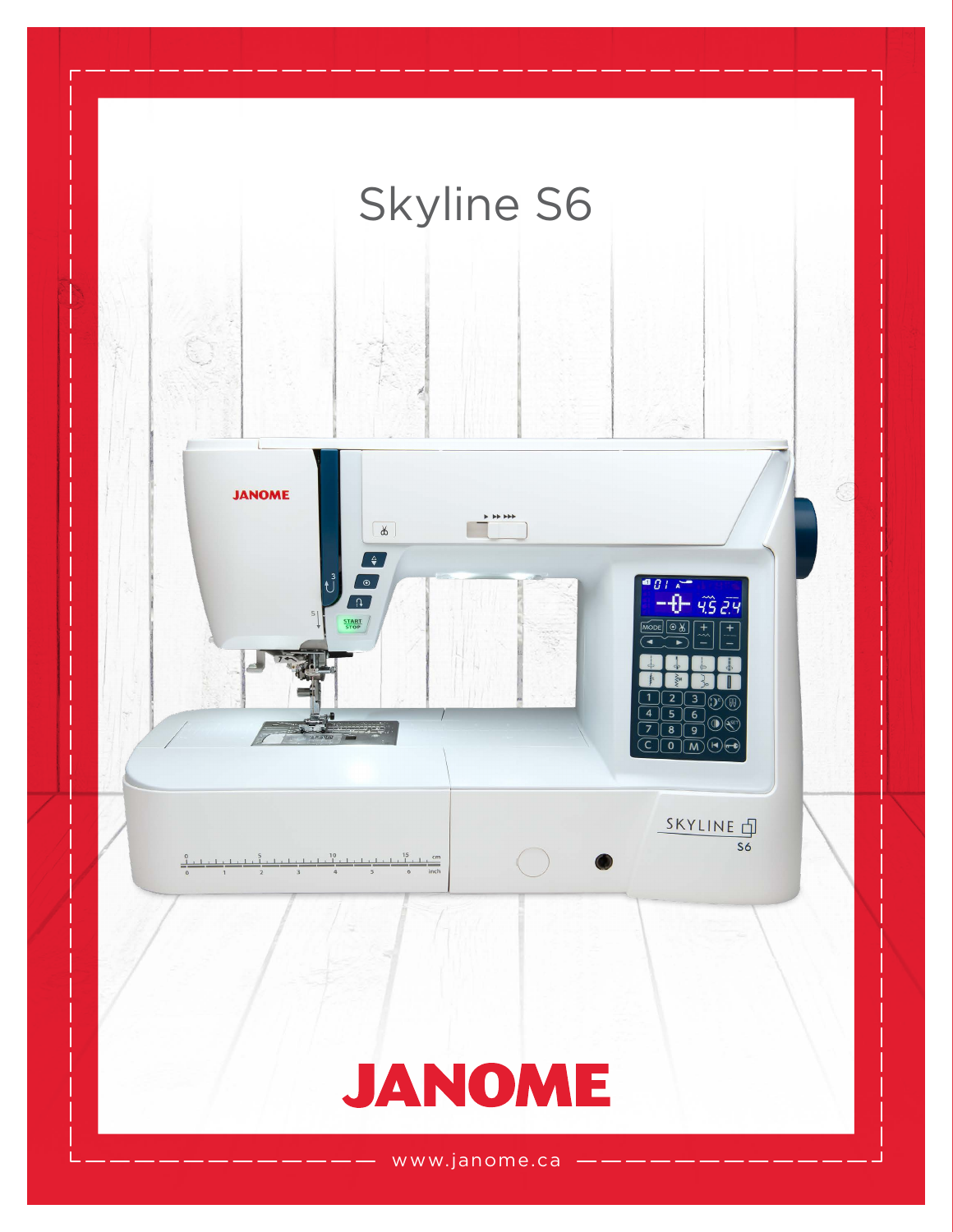# Skyline S6

JANOME

www.janome.ca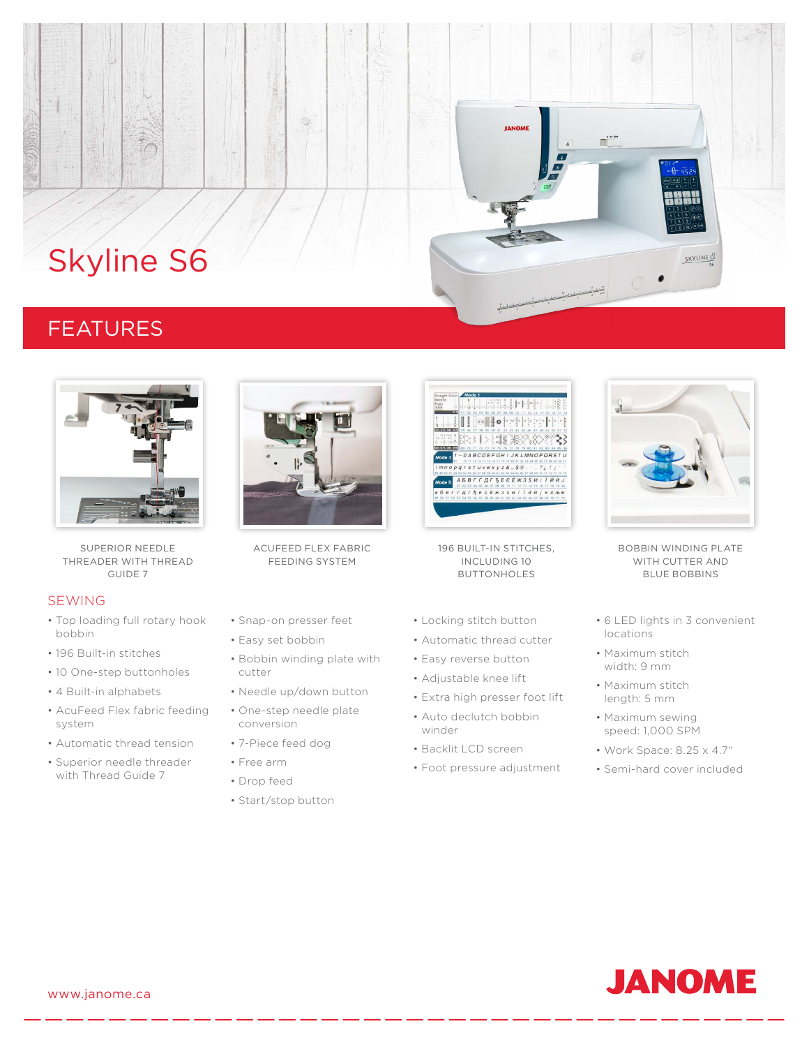# Skyline S6

## FEATURES

SUPERIOR NEEDLE THREADER WITH THREAD GUIDE 7

ACUFEED FLEX FABRIC FEEDING SYSTEM

196 BUILT-IN STITCHES, INCLUDING 10 BUTTONHOLES

BOBBIN WINDING PLATE WITH CUTTER AND BLUE BOBBINS

### SEWING

- Top loading full rotary hook bobbin
- 196 Built-in stitches
- 10 One-step buttonholes
- 4 Built-in alphabets
- AcuFeed Flex fabric feeding system
- Automatic thread tension
- Superior needle threader with Thread Guide 7
- Snap-on presser feet
- Easy set bobbin
- Bobbin winding plate with cutter
- Needle up/down button
- One-step needle plate conversion
- 7-Piece feed dog
- Free arm
- Drop feed
- Start/stop button
- Locking stitch button
- Automatic thread cutter
- Easy reverse button
- Adjustable knee lift
- Extra high presser foot lift
- Auto declutch bobbin winder
- Backlit LCD screen
- Foot pressure adjustment
- 6 LED lights in 3 convenient locations
- Maximum stitch width: 9 mm
- Maximum stitch length: 5 mm
- Maximum sewing speed: 1,000 SPM
- Work Space: 8.25 x 4.7"
- Semi-hard cover included

www.janome.ca

JANOME